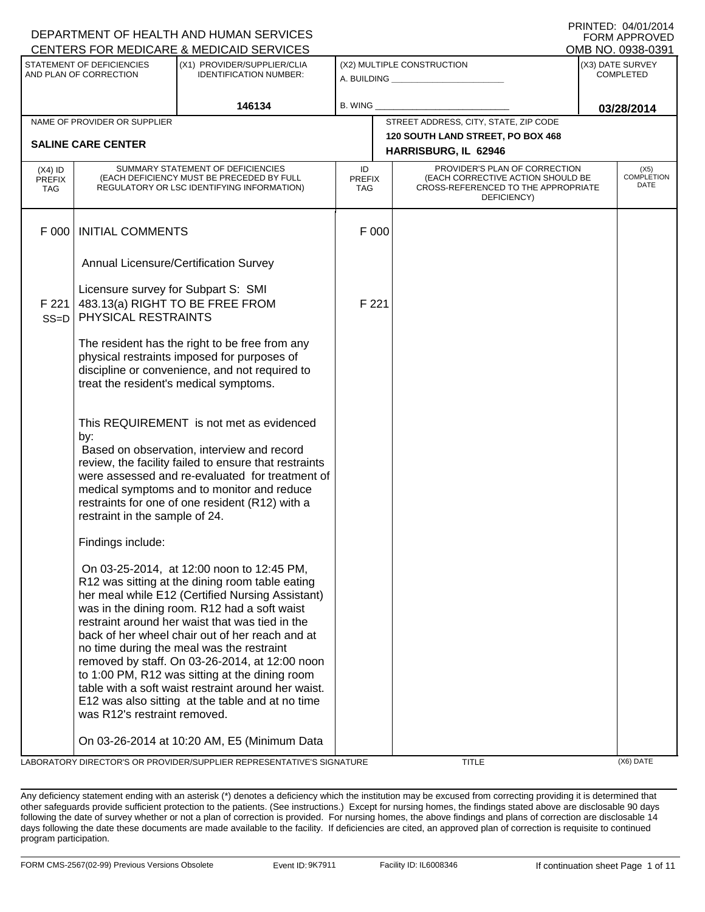DEPARTMENT OF HEALTH AND HUMAN SERVICES
CENTERS FOR MEDICARE & MEDICAID SERVICES

PRINTED: 04/01/2014
FORM APPROVED
OMB NO. 0938-0391

| STATEMENT OF DEFICIENCIES AND PLAN OF CORRECTION | (X1) PROVIDER/SUPPLIER/CLIA IDENTIFICATION NUMBER: | (X2) MULTIPLE CONSTRUCTION | (X3) DATE SURVEY COMPLETED |
|---|---|---|---|
| | 146134 | A. BUILDING ______ B. WING ______ | 03/28/2014 |

| NAME OF PROVIDER OR SUPPLIER | STREET ADDRESS, CITY, STATE, ZIP CODE |
|---|---|
| SALINE CARE CENTER | 120 SOUTH LAND STREET, PO BOX 468 HARRISBURG, IL 62946 |

| (X4) ID PREFIX TAG | SUMMARY STATEMENT OF DEFICIENCIES (EACH DEFICIENCY MUST BE PRECEDED BY FULL REGULATORY OR LSC IDENTIFYING INFORMATION) | ID PREFIX TAG | PROVIDER'S PLAN OF CORRECTION (EACH CORRECTIVE ACTION SHOULD BE CROSS-REFERENCED TO THE APPROPRIATE DEFICIENCY) | (X5) COMPLETION DATE |
|---|---|---|---|---|
| F 000 | INITIAL COMMENTS | F 000 | | |
| | Annual Licensure/Certification Survey | | | |
| | Licensure survey for Subpart S: SMI | | | |
| F 221 SS=D | 483.13(a) RIGHT TO BE FREE FROM PHYSICAL RESTRAINTS | F 221 | | |
| | The resident has the right to be free from any physical restraints imposed for purposes of discipline or convenience, and not required to treat the resident's medical symptoms. | | | |
| | This REQUIREMENT is not met as evidenced by: Based on observation, interview and record review, the facility failed to ensure that restraints were assessed and re-evaluated for treatment of medical symptoms and to monitor and reduce restraints for one of one resident (R12) with a restraint in the sample of 24. | | | |
| | Findings include: | | | |
| | On 03-25-2014, at 12:00 noon to 12:45 PM, R12 was sitting at the dining room table eating her meal while E12 (Certified Nursing Assistant) was in the dining room. R12 had a soft waist restraint around her waist that was tied in the back of her wheel chair out of her reach and at no time during the meal was the restraint removed by staff. On 03-26-2014, at 12:00 noon to 1:00 PM, R12 was sitting at the dining room table with a soft waist restraint around her waist. E12 was also sitting at the table and at no time was R12's restraint removed. | | | |
| | On 03-26-2014 at 10:20 AM, E5 (Minimum Data | | | |

LABORATORY DIRECTOR'S OR PROVIDER/SUPPLIER REPRESENTATIVE'S SIGNATURE | TITLE | (X6) DATE

Any deficiency statement ending with an asterisk (*) denotes a deficiency which the institution may be excused from correcting providing it is determined that other safeguards provide sufficient protection to the patients. (See instructions.) Except for nursing homes, the findings stated above are disclosable 90 days following the date of survey whether or not a plan of correction is provided. For nursing homes, the above findings and plans of correction are disclosable 14 days following the date these documents are made available to the facility. If deficiencies are cited, an approved plan of correction is requisite to continued program participation.

FORM CMS-2567(02-99) Previous Versions Obsolete | Event ID: 9K7911 | Facility ID: IL6008346 | If continuation sheet Page 1 of 11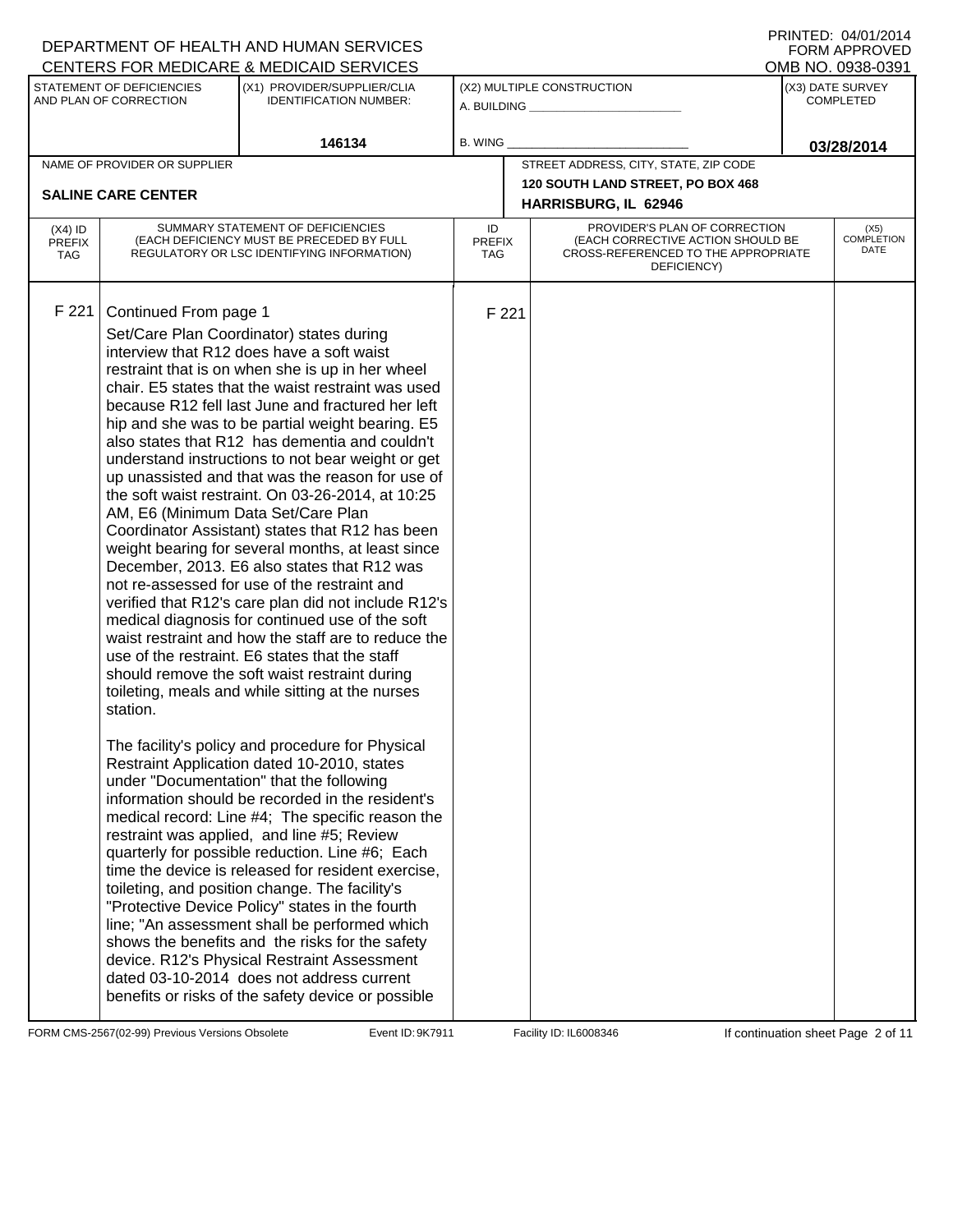DEPARTMENT OF HEALTH AND HUMAN SERVICES
CENTERS FOR MEDICARE & MEDICAID SERVICES

PRINTED: 04/01/2014
FORM APPROVED
OMB NO. 0938-0391

| STATEMENT OF DEFICIENCIES AND PLAN OF CORRECTION | (X1) PROVIDER/SUPPLIER/CLIA IDENTIFICATION NUMBER: | (X2) MULTIPLE CONSTRUCTION | (X3) DATE SURVEY COMPLETED |
|---|---|---|---|
| | 146134 | A. BUILDING ______ B. WING ______ | 03/28/2014 |

| NAME OF PROVIDER OR SUPPLIER | STREET ADDRESS, CITY, STATE, ZIP CODE |
|---|---|
| SALINE CARE CENTER | 120 SOUTH LAND STREET, PO BOX 468 HARRISBURG, IL 62946 |

| (X4) ID PREFIX TAG | SUMMARY STATEMENT OF DEFICIENCIES (EACH DEFICIENCY MUST BE PRECEDED BY FULL REGULATORY OR LSC IDENTIFYING INFORMATION) | ID PREFIX TAG | PROVIDER'S PLAN OF CORRECTION (EACH CORRECTIVE ACTION SHOULD BE CROSS-REFERENCED TO THE APPROPRIATE DEFICIENCY) | (X5) COMPLETION DATE |
|---|---|---|---|---|
| F 221 | Continued From page 1<br>Set/Care Plan Coordinator) states during interview that R12 does have a soft waist restraint that is on when she is up in her wheel chair. E5 states that the waist restraint was used because R12 fell last June and fractured her left hip and she was to be partial weight bearing. E5 also states that R12 has dementia and couldn't understand instructions to not bear weight or get up unassisted and that was the reason for use of the soft waist restraint. On 03-26-2014, at 10:25 AM, E6 (Minimum Data Set/Care Plan Coordinator Assistant) states that R12 has been weight bearing for several months, at least since December, 2013. E6 also states that R12 was not re-assessed for use of the restraint and verified that R12's care plan did not include R12's medical diagnosis for continued use of the soft waist restraint and how the staff are to reduce the use of the restraint. E6 states that the staff should remove the soft waist restraint during toileting, meals and while sitting at the nurses station.<br><br>The facility's policy and procedure for Physical Restraint Application dated 10-2010, states under "Documentation" that the following information should be recorded in the resident's medical record: Line #4; The specific reason the restraint was applied, and line #5; Review quarterly for possible reduction. Line #6; Each time the device is released for resident exercise, toileting, and position change. The facility's "Protective Device Policy" states in the fourth line; "An assessment shall be performed which shows the benefits and the risks for the safety device. R12's Physical Restraint Assessment dated 03-10-2014 does not address current benefits or risks of the safety device or possible | F 221 | | |

FORM CMS-2567(02-99) Previous Versions Obsolete Event ID: 9K7911 Facility ID: IL6008346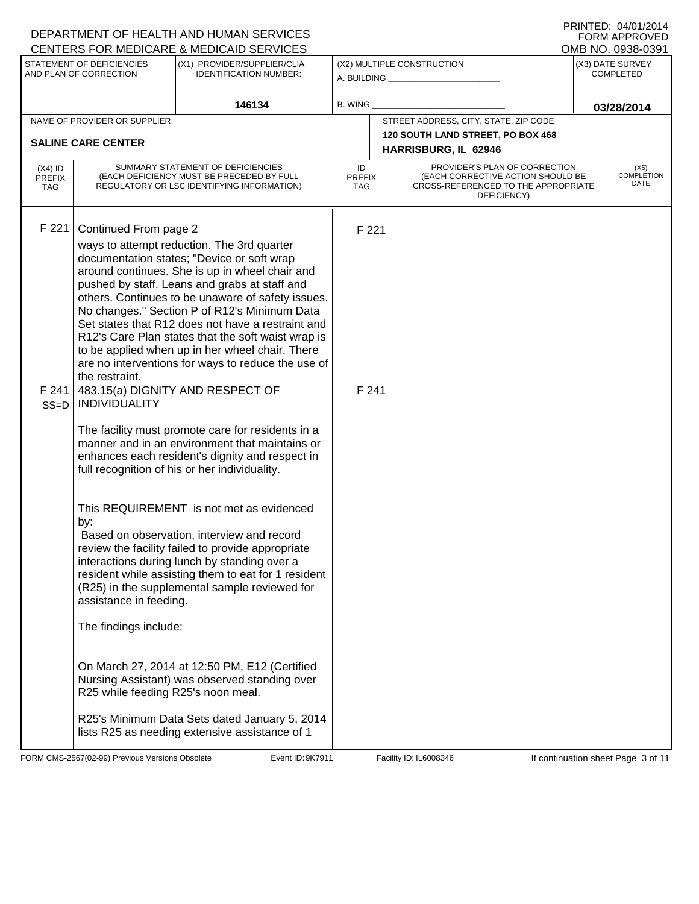DEPARTMENT OF HEALTH AND HUMAN SERVICES
CENTERS FOR MEDICARE & MEDICAID SERVICES

PRINTED: 04/01/2014
FORM APPROVED
OMB NO. 0938-0391

| STATEMENT OF DEFICIENCIES AND PLAN OF CORRECTION | (X1) PROVIDER/SUPPLIER/CLIA IDENTIFICATION NUMBER: | (X2) MULTIPLE CONSTRUCTION | (X3) DATE SURVEY COMPLETED |
|---|---|---|---|
| | 146134 | A. BUILDING ______ B. WING ______ | 03/28/2014 |

| NAME OF PROVIDER OR SUPPLIER | STREET ADDRESS, CITY, STATE, ZIP CODE |
|---|---|
| SALINE CARE CENTER | 120 SOUTH LAND STREET, PO BOX 468 HARRISBURG, IL 62946 |

| (X4) ID PREFIX TAG | SUMMARY STATEMENT OF DEFICIENCIES (EACH DEFICIENCY MUST BE PRECEDED BY FULL REGULATORY OR LSC IDENTIFYING INFORMATION) | ID PREFIX TAG | PROVIDER'S PLAN OF CORRECTION (EACH CORRECTIVE ACTION SHOULD BE CROSS-REFERENCED TO THE APPROPRIATE DEFICIENCY) | (X5) COMPLETION DATE |
|---|---|---|---|---|
| F 221 | Continued From page 2<br>ways to attempt reduction. The 3rd quarter documentation states; "Device or soft wrap around continues. She is up in wheel chair and pushed by staff. Leans and grabs at staff and others. Continues to be unaware of safety issues. No changes." Section P of R12's Minimum Data Set states that R12 does not have a restraint and R12's Care Plan states that the soft waist wrap is to be applied when up in her wheel chair. There are no interventions for ways to reduce the use of the restraint. | F 221 | | |
| F 241 SS=D | 483.15(a) DIGNITY AND RESPECT OF INDIVIDUALITY<br><br>The facility must promote care for residents in a manner and in an environment that maintains or enhances each resident's dignity and respect in full recognition of his or her individuality.<br><br>This REQUIREMENT is not met as evidenced by:<br>Based on observation, interview and record review the facility failed to provide appropriate interactions during lunch by standing over a resident while assisting them to eat for 1 resident (R25) in the supplemental sample reviewed for assistance in feeding.<br><br>The findings include:<br><br>On March 27, 2014 at 12:50 PM, E12 (Certified Nursing Assistant) was observed standing over R25 while feeding R25's noon meal.<br><br>R25's Minimum Data Sets dated January 5, 2014 lists R25 as needing extensive assistance of 1 | F 241 | | |

FORM CMS-2567(02-99) Previous Versions Obsolete Event ID: 9K7911 Facility ID: IL6008346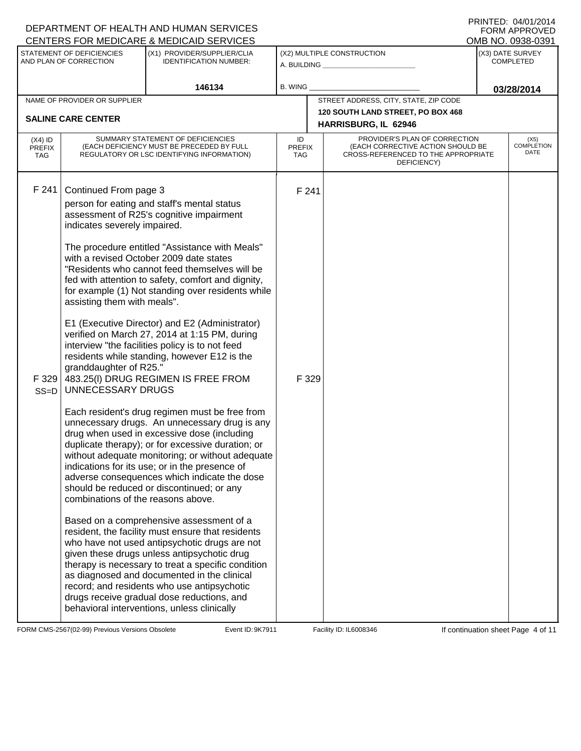DEPARTMENT OF HEALTH AND HUMAN SERVICES
CENTERS FOR MEDICARE & MEDICAID SERVICES

PRINTED: 04/01/2014
FORM APPROVED
OMB NO. 0938-0391

| STATEMENT OF DEFICIENCIES AND PLAN OF CORRECTION | (X1) PROVIDER/SUPPLIER/CLIA IDENTIFICATION NUMBER: | (X2) MULTIPLE CONSTRUCTION | (X3) DATE SURVEY COMPLETED |
|---|---|---|---|
| | 146134 | A. BUILDING ______ B. WING ______ | 03/28/2014 |

| NAME OF PROVIDER OR SUPPLIER | STREET ADDRESS, CITY, STATE, ZIP CODE |
|---|---|
| SALINE CARE CENTER | 120 SOUTH LAND STREET, PO BOX 468 HARRISBURG, IL 62946 |

| (X4) ID PREFIX TAG | SUMMARY STATEMENT OF DEFICIENCIES (EACH DEFICIENCY MUST BE PRECEDED BY FULL REGULATORY OR LSC IDENTIFYING INFORMATION) | ID PREFIX TAG | PROVIDER'S PLAN OF CORRECTION (EACH CORRECTIVE ACTION SHOULD BE CROSS-REFERENCED TO THE APPROPRIATE DEFICIENCY) | (X5) COMPLETION DATE |
|---|---|---|---|---|
| F 241 | Continued From page 3<br>person for eating and staff's mental status assessment of R25's cognitive impairment indicates severely impaired.<br><br>The procedure entitled "Assistance with Meals" with a revised October 2009 date states "Residents who cannot feed themselves will be fed with attention to safety, comfort and dignity, for example (1) Not standing over residents while assisting them with meals".<br><br>E1 (Executive Director) and E2 (Administrator) verified on March 27, 2014 at 1:15 PM, during interview "the facilities policy is to not feed residents while standing, however E12 is the granddaughter of R25." | F 241 | | |
| F 329 SS=D | 483.25(l) DRUG REGIMEN IS FREE FROM UNNECESSARY DRUGS<br><br>Each resident's drug regimen must be free from unnecessary drugs. An unnecessary drug is any drug when used in excessive dose (including duplicate therapy); or for excessive duration; or without adequate monitoring; or without adequate indications for its use; or in the presence of adverse consequences which indicate the dose should be reduced or discontinued; or any combinations of the reasons above.<br><br>Based on a comprehensive assessment of a resident, the facility must ensure that residents who have not used antipsychotic drugs are not given these drugs unless antipsychotic drug therapy is necessary to treat a specific condition as diagnosed and documented in the clinical record; and residents who use antipsychotic drugs receive gradual dose reductions, and behavioral interventions, unless clinically | F 329 | | |

FORM CMS-2567(02-99) Previous Versions Obsolete Event ID: 9K7911 Facility ID: IL6008346 If continuation sheet Page 4 of 11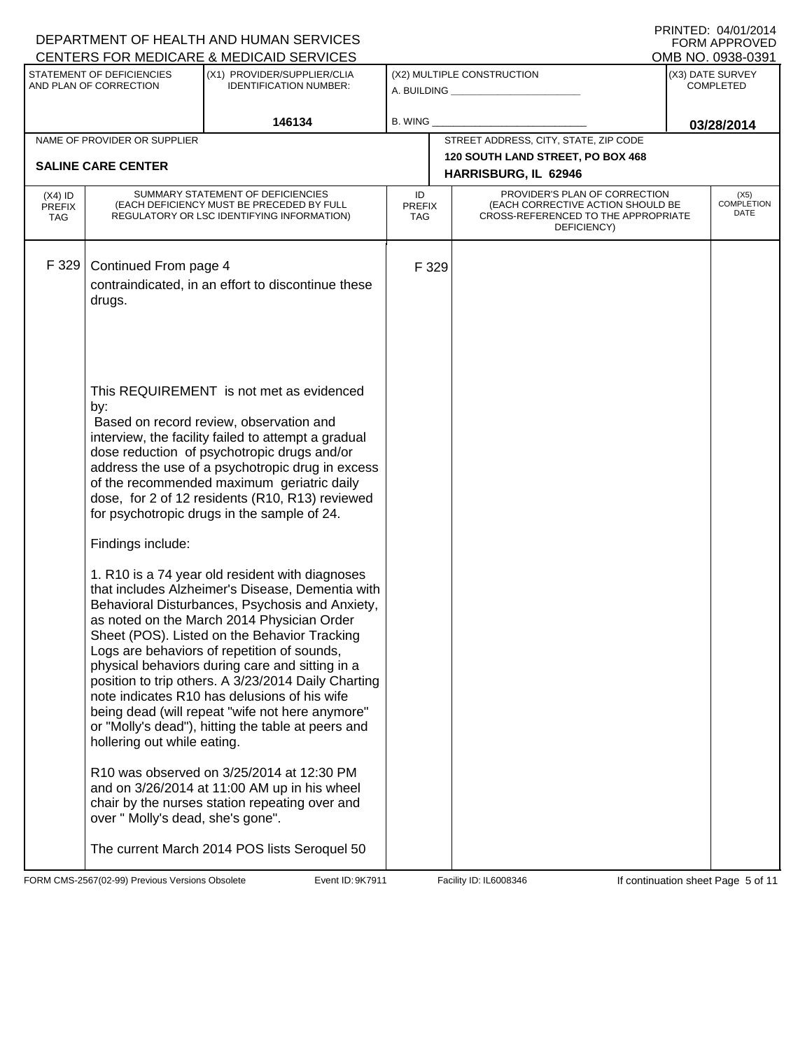DEPARTMENT OF HEALTH AND HUMAN SERVICES
CENTERS FOR MEDICARE & MEDICAID SERVICES

PRINTED: 04/01/2014
FORM APPROVED
OMB NO. 0938-0391

| STATEMENT OF DEFICIENCIES AND PLAN OF CORRECTION | (X1) PROVIDER/SUPPLIER/CLIA IDENTIFICATION NUMBER: | (X2) MULTIPLE CONSTRUCTION | (X3) DATE SURVEY COMPLETED |
|---|---|---|---|
| | 146134 | A. BUILDING _______ B. WING _______ | 03/28/2014 |

| NAME OF PROVIDER OR SUPPLIER | STREET ADDRESS, CITY, STATE, ZIP CODE |
|---|---|
| SALINE CARE CENTER | 120 SOUTH LAND STREET, PO BOX 468 HARRISBURG, IL 62946 |

| (X4) ID PREFIX TAG | SUMMARY STATEMENT OF DEFICIENCIES (EACH DEFICIENCY MUST BE PRECEDED BY FULL REGULATORY OR LSC IDENTIFYING INFORMATION) | ID PREFIX TAG | PROVIDER'S PLAN OF CORRECTION (EACH CORRECTIVE ACTION SHOULD BE CROSS-REFERENCED TO THE APPROPRIATE DEFICIENCY) | (X5) COMPLETION DATE |
|---|---|---|---|---|
| F 329 | Continued From page 4 | F 329 | | |

contraindicated, in an effort to discontinue these drugs.

This REQUIREMENT is not met as evidenced by:
Based on record review, observation and interview, the facility failed to attempt a gradual dose reduction of psychotropic drugs and/or address the use of a psychotropic drug in excess of the recommended maximum geriatric daily dose, for 2 of 12 residents (R10, R13) reviewed for psychotropic drugs in the sample of 24.

Findings include:

1. R10 is a 74 year old resident with diagnoses that includes Alzheimer's Disease, Dementia with Behavioral Disturbances, Psychosis and Anxiety, as noted on the March 2014 Physician Order Sheet (POS). Listed on the Behavior Tracking Logs are behaviors of repetition of sounds, physical behaviors during care and sitting in a position to trip others. A 3/23/2014 Daily Charting note indicates R10 has delusions of his wife being dead (will repeat "wife not here anymore" or "Molly's dead"), hitting the table at peers and hollering out while eating.

R10 was observed on 3/25/2014 at 12:30 PM and on 3/26/2014 at 11:00 AM up in his wheel chair by the nurses station repeating over and over " Molly's dead, she's gone".

The current March 2014 POS lists Seroquel 50

FORM CMS-2567(02-99) Previous Versions Obsolete | Event ID: 9K7911 | Facility ID: IL6008346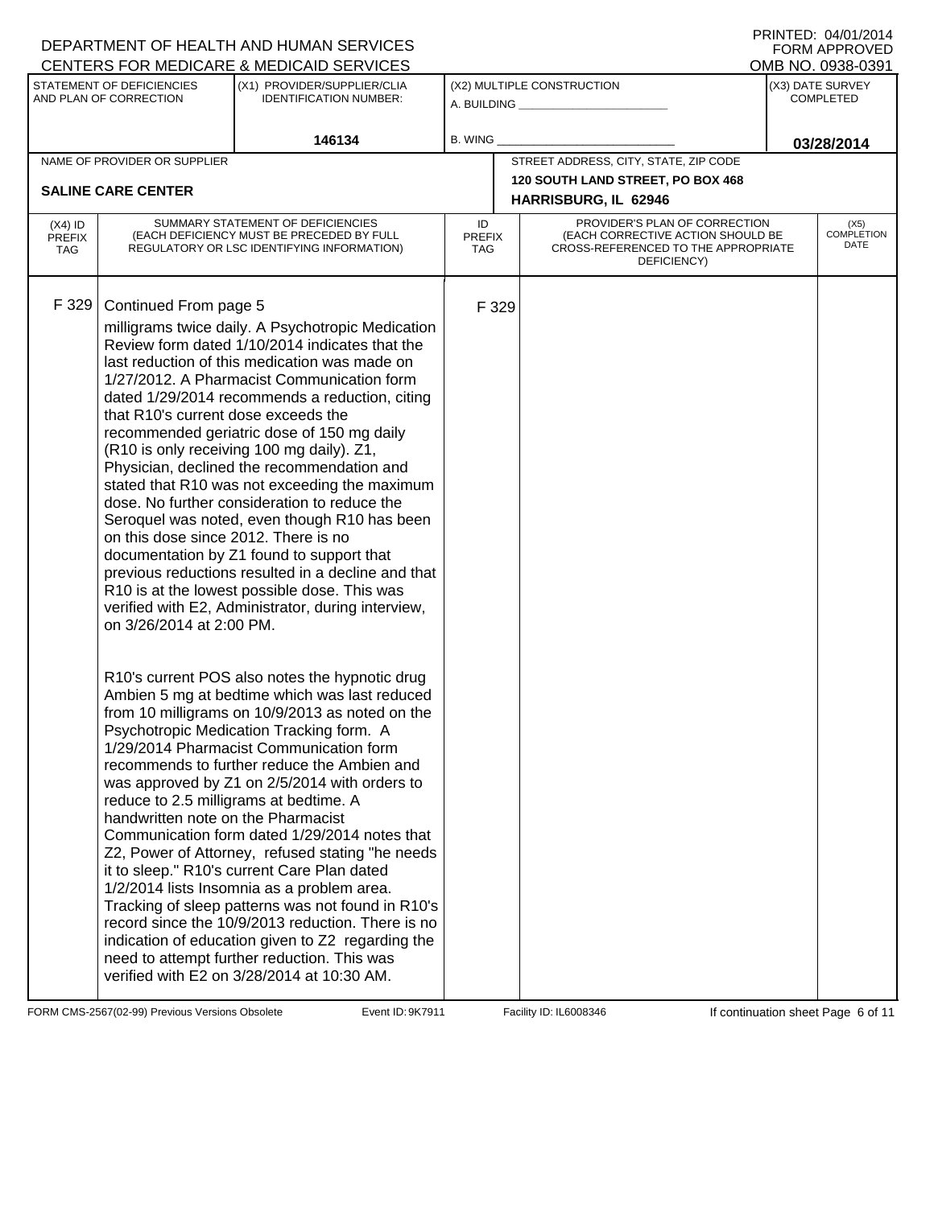DEPARTMENT OF HEALTH AND HUMAN SERVICES
CENTERS FOR MEDICARE & MEDICAID SERVICES

PRINTED: 04/01/2014
FORM APPROVED
OMB NO. 0938-0391

| STATEMENT OF DEFICIENCIES AND PLAN OF CORRECTION | (X1) PROVIDER/SUPPLIER/CLIA IDENTIFICATION NUMBER: | (X2) MULTIPLE CONSTRUCTION | (X3) DATE SURVEY COMPLETED |
|---|---|---|---|
| | 146134 | A. BUILDING ______ B. WING ______ | 03/28/2014 |

| NAME OF PROVIDER OR SUPPLIER | STREET ADDRESS, CITY, STATE, ZIP CODE |
|---|---|
| SALINE CARE CENTER | 120 SOUTH LAND STREET, PO BOX 468 HARRISBURG, IL 62946 |

| (X4) ID PREFIX TAG | SUMMARY STATEMENT OF DEFICIENCIES (EACH DEFICIENCY MUST BE PRECEDED BY FULL REGULATORY OR LSC IDENTIFYING INFORMATION) | ID PREFIX TAG | PROVIDER'S PLAN OF CORRECTION (EACH CORRECTIVE ACTION SHOULD BE CROSS-REFERENCED TO THE APPROPRIATE DEFICIENCY) | (X5) COMPLETION DATE |
|---|---|---|---|---|
| F 329 | Continued From page 5<br>milligrams twice daily. A Psychotropic Medication Review form dated 1/10/2014 indicates that the last reduction of this medication was made on 1/27/2012. A Pharmacist Communication form dated 1/29/2014 recommends a reduction, citing that R10's current dose exceeds the recommended geriatric dose of 150 mg daily (R10 is only receiving 100 mg daily). Z1, Physician, declined the recommendation and stated that R10 was not exceeding the maximum dose. No further consideration to reduce the Seroquel was noted, even though R10 has been on this dose since 2012. There is no documentation by Z1 found to support that previous reductions resulted in a decline and that R10 is at the lowest possible dose. This was verified with E2, Administrator, during interview, on 3/26/2014 at 2:00 PM.<br><br>R10's current POS also notes the hypnotic drug Ambien 5 mg at bedtime which was last reduced from 10 milligrams on 10/9/2013 as noted on the Psychotropic Medication Tracking form. A 1/29/2014 Pharmacist Communication form recommends to further reduce the Ambien and was approved by Z1 on 2/5/2014 with orders to reduce to 2.5 milligrams at bedtime. A handwritten note on the Pharmacist Communication form dated 1/29/2014 notes that Z2, Power of Attorney, refused stating "he needs it to sleep." R10's current Care Plan dated 1/2/2014 lists Insomnia as a problem area. Tracking of sleep patterns was not found in R10's record since the 10/9/2013 reduction. There is no indication of education given to Z2 regarding the need to attempt further reduction. This was verified with E2 on 3/28/2014 at 10:30 AM. | F 329 | | |

FORM CMS-2567(02-99) Previous Versions Obsolete | Event ID: 9K7911 | Facility ID: IL6008346 | If continuation sheet Page 6 of 11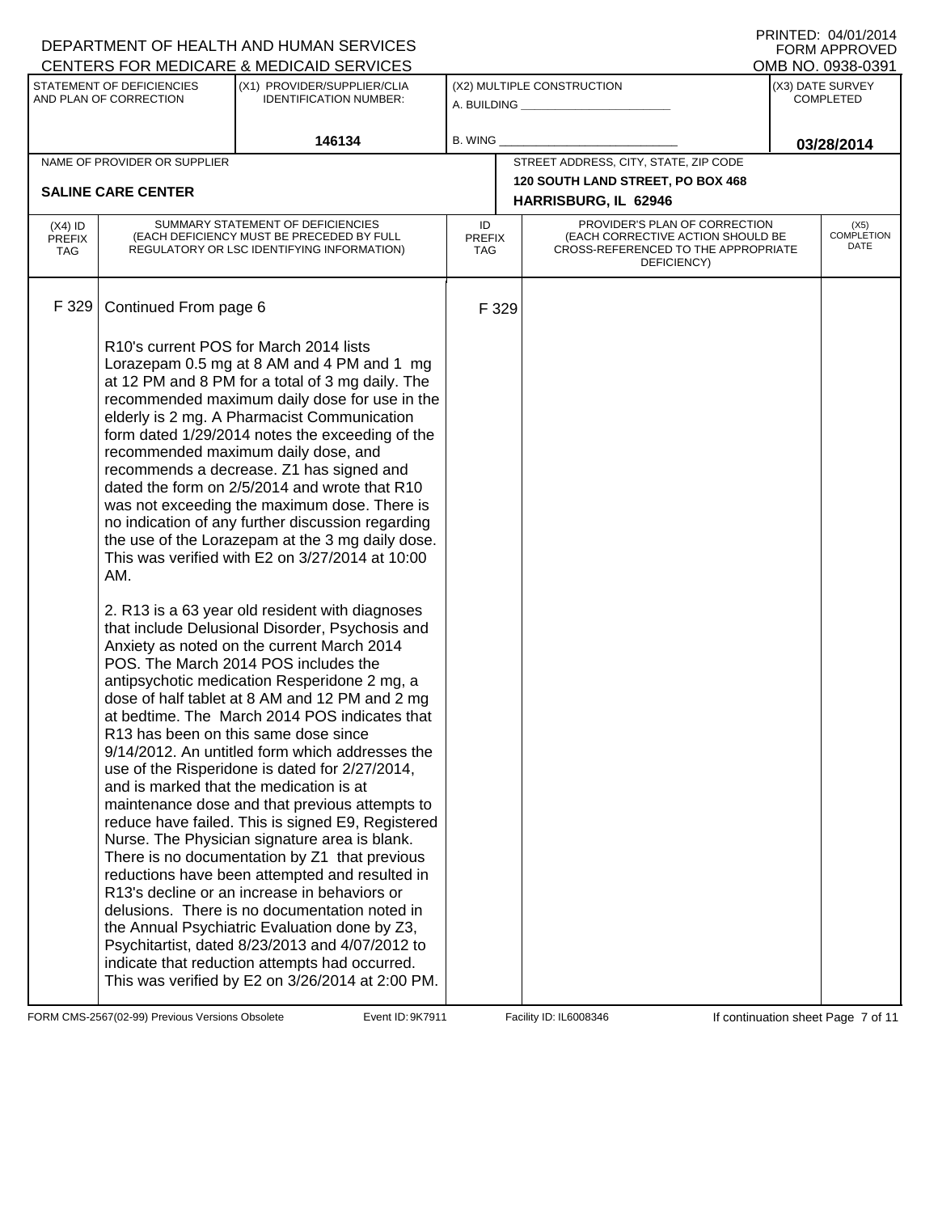DEPARTMENT OF HEALTH AND HUMAN SERVICES
CENTERS FOR MEDICARE & MEDICAID SERVICES

PRINTED: 04/01/2014
FORM APPROVED
OMB NO. 0938-0391

| STATEMENT OF DEFICIENCIES AND PLAN OF CORRECTION | (X1) PROVIDER/SUPPLIER/CLIA IDENTIFICATION NUMBER: | (X2) MULTIPLE CONSTRUCTION | (X3) DATE SURVEY COMPLETED |
|---|---|---|---|
| | 146134 | A. BUILDING ______ B. WING ______ | 03/28/2014 |

| NAME OF PROVIDER OR SUPPLIER | STREET ADDRESS, CITY, STATE, ZIP CODE |
|---|---|
| SALINE CARE CENTER | 120 SOUTH LAND STREET, PO BOX 468 HARRISBURG, IL 62946 |

| (X4) ID PREFIX TAG | SUMMARY STATEMENT OF DEFICIENCIES (EACH DEFICIENCY MUST BE PRECEDED BY FULL REGULATORY OR LSC IDENTIFYING INFORMATION) | ID PREFIX TAG | PROVIDER'S PLAN OF CORRECTION (EACH CORRECTIVE ACTION SHOULD BE CROSS-REFERENCED TO THE APPROPRIATE DEFICIENCY) | (X5) COMPLETION DATE |
|---|---|---|---|---|
| F 329 | Continued From page 6<br><br>R10's current POS for March 2014 lists Lorazepam 0.5 mg at 8 AM and 4 PM and 1 mg at 12 PM and 8 PM for a total of 3 mg daily. The recommended maximum daily dose for use in the elderly is 2 mg. A Pharmacist Communication form dated 1/29/2014 notes the exceeding of the recommended maximum daily dose, and recommends a decrease. Z1 has signed and dated the form on 2/5/2014 and wrote that R10 was not exceeding the maximum dose. There is no indication of any further discussion regarding the use of the Lorazepam at the 3 mg daily dose. This was verified with E2 on 3/27/2014 at 10:00 AM.<br><br>2. R13 is a 63 year old resident with diagnoses that include Delusional Disorder, Psychosis and Anxiety as noted on the current March 2014 POS. The March 2014 POS includes the antipsychotic medication Resperidone 2 mg, a dose of half tablet at 8 AM and 12 PM and 2 mg at bedtime. The March 2014 POS indicates that R13 has been on this same dose since 9/14/2012. An untitled form which addresses the use of the Risperidone is dated for 2/27/2014, and is marked that the medication is at maintenance dose and that previous attempts to reduce have failed. This is signed E9, Registered Nurse. The Physician signature area is blank. There is no documentation by Z1 that previous reductions have been attempted and resulted in R13's decline or an increase in behaviors or delusions. There is no documentation noted in the Annual Psychiatric Evaluation done by Z3, Psychitartist, dated 8/23/2013 and 4/07/2012 to indicate that reduction attempts had occurred. This was verified by E2 on 3/26/2014 at 2:00 PM. | F 329 | | |

FORM CMS-2567(02-99) Previous Versions Obsolete Event ID: 9K7911 Facility ID: IL6008346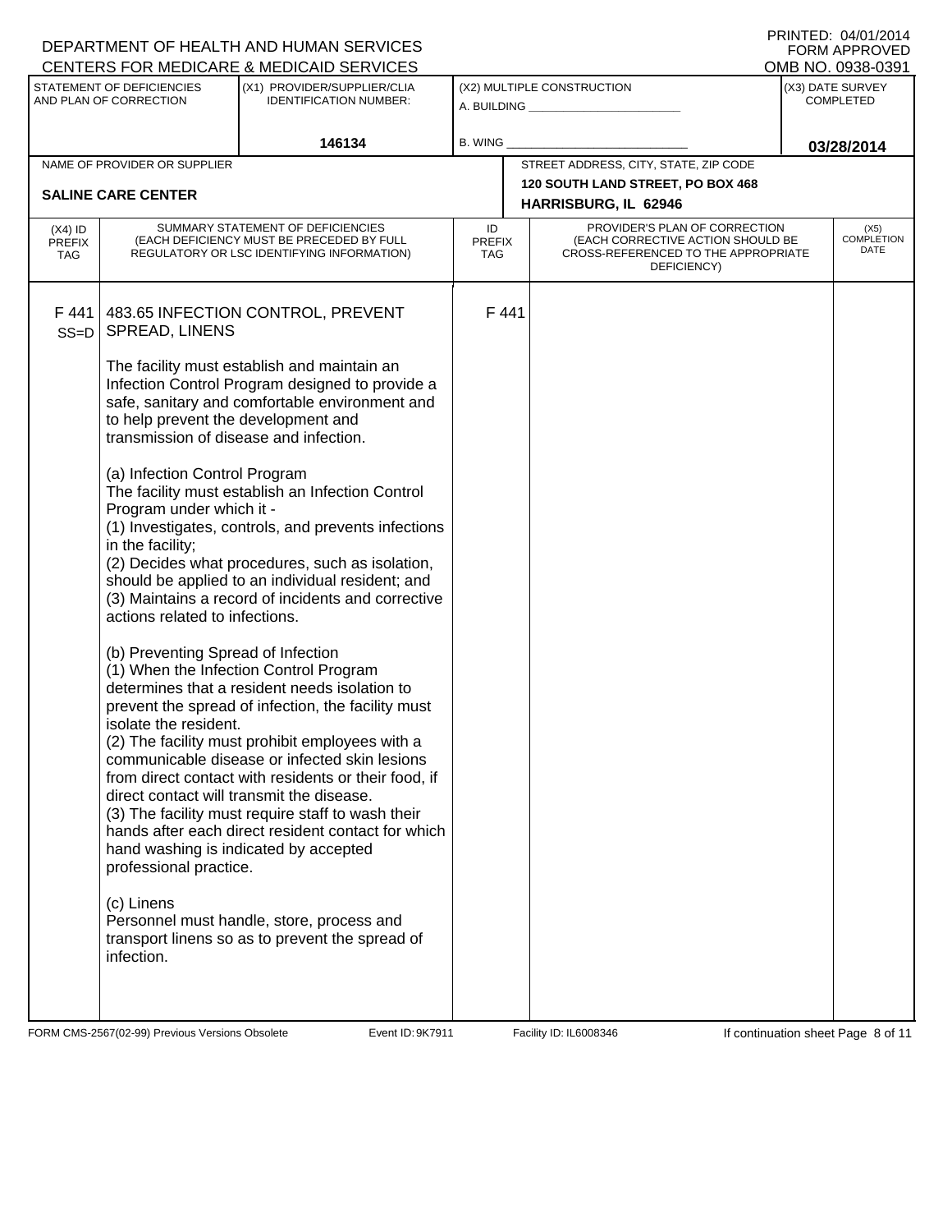DEPARTMENT OF HEALTH AND HUMAN SERVICES
CENTERS FOR MEDICARE & MEDICAID SERVICES

PRINTED: 04/01/2014
FORM APPROVED
OMB NO. 0938-0391

| STATEMENT OF DEFICIENCIES AND PLAN OF CORRECTION | (X1) PROVIDER/SUPPLIER/CLIA IDENTIFICATION NUMBER: | (X2) MULTIPLE CONSTRUCTION | (X3) DATE SURVEY COMPLETED |
|---|---|---|---|
| | 146134 | A. BUILDING ______ B. WING ______ | 03/28/2014 |

| NAME OF PROVIDER OR SUPPLIER | STREET ADDRESS, CITY, STATE, ZIP CODE |
|---|---|
| SALINE CARE CENTER | 120 SOUTH LAND STREET, PO BOX 468 HARRISBURG, IL 62946 |

| (X4) ID PREFIX TAG | SUMMARY STATEMENT OF DEFICIENCIES (EACH DEFICIENCY MUST BE PRECEDED BY FULL REGULATORY OR LSC IDENTIFYING INFORMATION) | ID PREFIX TAG | PROVIDER'S PLAN OF CORRECTION (EACH CORRECTIVE ACTION SHOULD BE CROSS-REFERENCED TO THE APPROPRIATE DEFICIENCY) | (X5) COMPLETION DATE |
|---|---|---|---|---|
| F 441 SS=D | 483.65 INFECTION CONTROL, PREVENT SPREAD, LINENS<br><br>The facility must establish and maintain an Infection Control Program designed to provide a safe, sanitary and comfortable environment and to help prevent the development and transmission of disease and infection.<br><br>(a) Infection Control Program<br>The facility must establish an Infection Control Program under which it -<br>(1) Investigates, controls, and prevents infections in the facility;<br>(2) Decides what procedures, such as isolation, should be applied to an individual resident; and<br>(3) Maintains a record of incidents and corrective actions related to infections.<br><br>(b) Preventing Spread of Infection<br>(1) When the Infection Control Program determines that a resident needs isolation to prevent the spread of infection, the facility must isolate the resident.<br>(2) The facility must prohibit employees with a communicable disease or infected skin lesions from direct contact with residents or their food, if direct contact will transmit the disease.<br>(3) The facility must require staff to wash their hands after each direct resident contact for which hand washing is indicated by accepted professional practice.<br><br>(c) Linens<br>Personnel must handle, store, process and transport linens so as to prevent the spread of infection. | F 441 | | |

FORM CMS-2567(02-99) Previous Versions Obsolete Event ID: 9K7911 Facility ID: IL6008346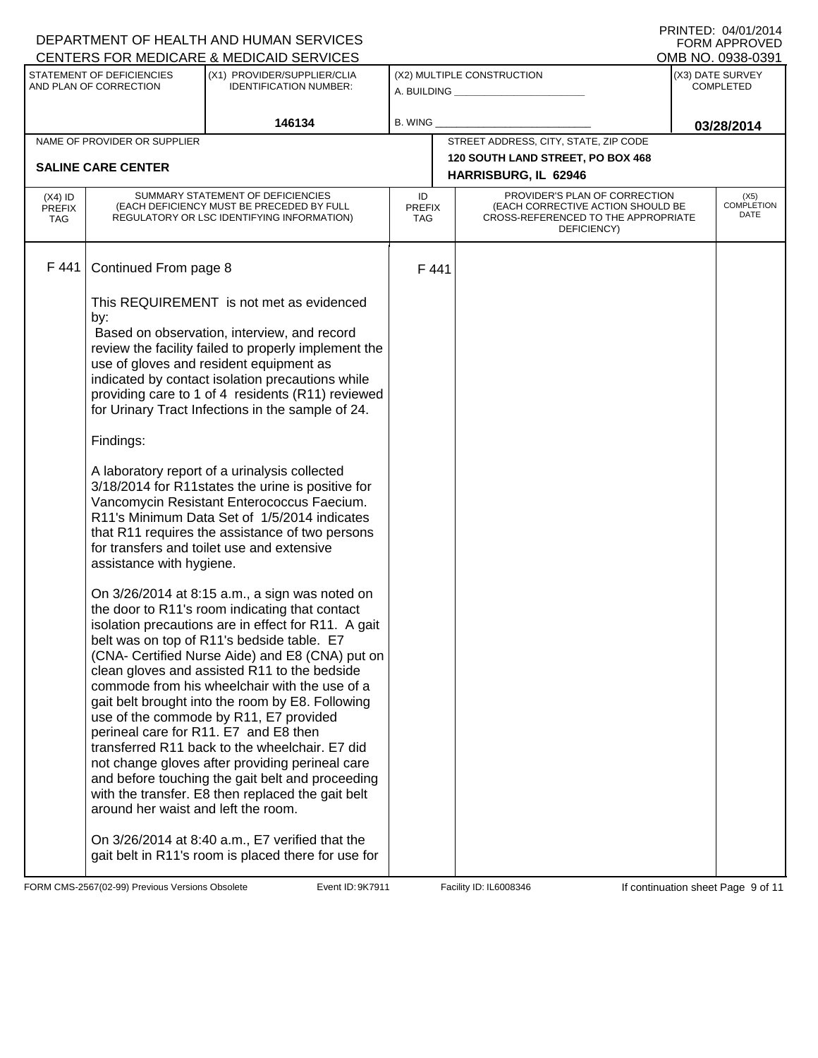DEPARTMENT OF HEALTH AND HUMAN SERVICES
CENTERS FOR MEDICARE & MEDICAID SERVICES

PRINTED: 04/01/2014
FORM APPROVED
OMB NO. 0938-0391

| STATEMENT OF DEFICIENCIES AND PLAN OF CORRECTION | (X1) PROVIDER/SUPPLIER/CLIA IDENTIFICATION NUMBER: | (X2) MULTIPLE CONSTRUCTION | (X3) DATE SURVEY COMPLETED |
|---|---|---|---|
| | 146134 | A. BUILDING ______ B. WING ______ | 03/28/2014 |

| NAME OF PROVIDER OR SUPPLIER | STREET ADDRESS, CITY, STATE, ZIP CODE |
|---|---|
| SALINE CARE CENTER | 120 SOUTH LAND STREET, PO BOX 468 HARRISBURG, IL 62946 |

| (X4) ID PREFIX TAG | SUMMARY STATEMENT OF DEFICIENCIES (EACH DEFICIENCY MUST BE PRECEDED BY FULL REGULATORY OR LSC IDENTIFYING INFORMATION) | ID PREFIX TAG | PROVIDER'S PLAN OF CORRECTION (EACH CORRECTIVE ACTION SHOULD BE CROSS-REFERENCED TO THE APPROPRIATE DEFICIENCY) | (X5) COMPLETION DATE |
|---|---|---|---|---|
| F 441 | Continued From page 8 | F 441 | | |

This REQUIREMENT is not met as evidenced by:
Based on observation, interview, and record review the facility failed to properly implement the use of gloves and resident equipment as indicated by contact isolation precautions while providing care to 1 of 4 residents (R11) reviewed for Urinary Tract Infections in the sample of 24.

Findings:

A laboratory report of a urinalysis collected 3/18/2014 for R11states the urine is positive for Vancomycin Resistant Enterococcus Faecium. R11's Minimum Data Set of 1/5/2014 indicates that R11 requires the assistance of two persons for transfers and toilet use and extensive assistance with hygiene.

On 3/26/2014 at 8:15 a.m., a sign was noted on the door to R11's room indicating that contact isolation precautions are in effect for R11. A gait belt was on top of R11's bedside table. E7 (CNA- Certified Nurse Aide) and E8 (CNA) put on clean gloves and assisted R11 to the bedside commode from his wheelchair with the use of a gait belt brought into the room by E8. Following use of the commode by R11, E7 provided perineal care for R11. E7 and E8 then transferred R11 back to the wheelchair. E7 did not change gloves after providing perineal care and before touching the gait belt and proceeding with the transfer. E8 then replaced the gait belt around her waist and left the room.

On 3/26/2014 at 8:40 a.m., E7 verified that the gait belt in R11's room is placed there for use for

FORM CMS-2567(02-99) Previous Versions Obsolete Event ID: 9K7911 Facility ID: IL6008346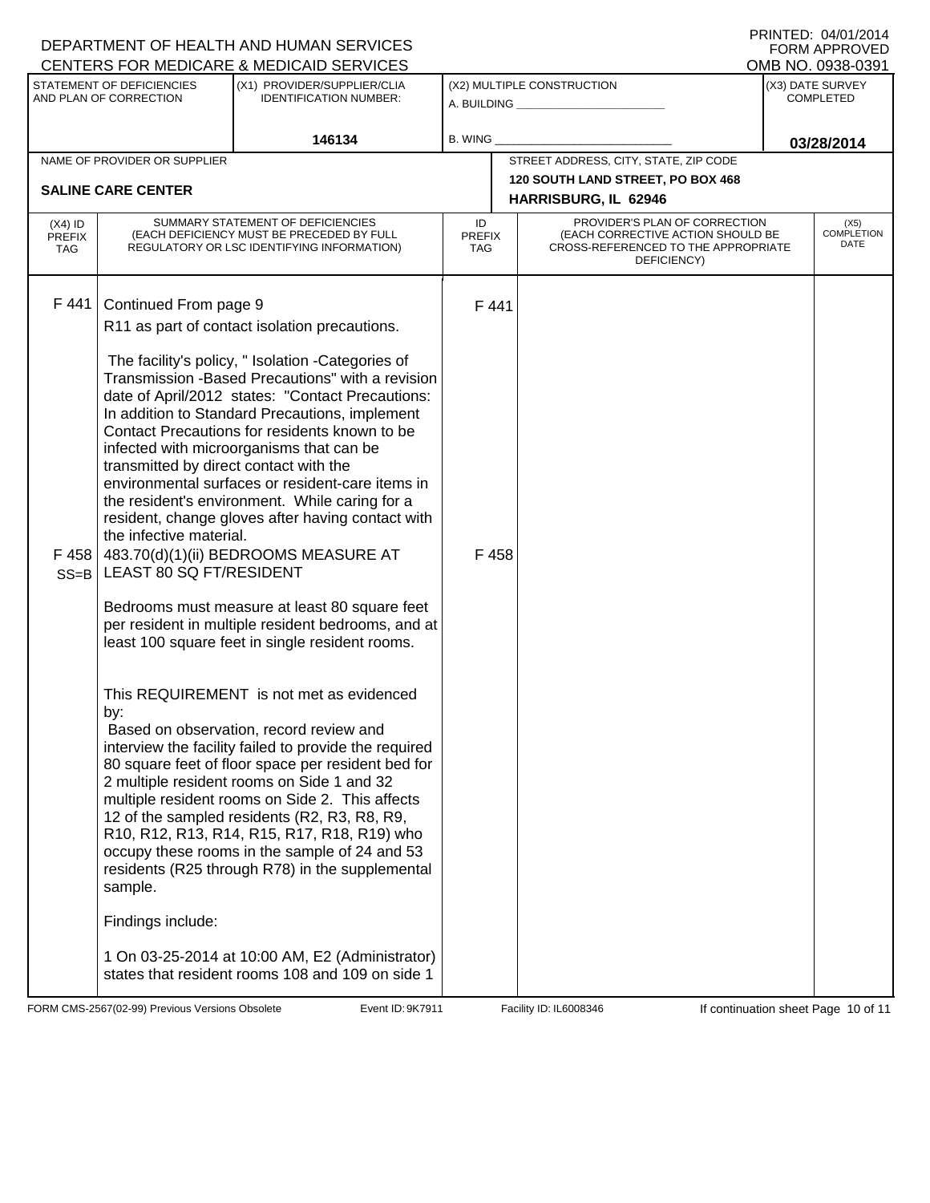DEPARTMENT OF HEALTH AND HUMAN SERVICES
CENTERS FOR MEDICARE & MEDICAID SERVICES

PRINTED: 04/01/2014
FORM APPROVED
OMB NO. 0938-0391

| STATEMENT OF DEFICIENCIES AND PLAN OF CORRECTION | (X1) PROVIDER/SUPPLIER/CLIA IDENTIFICATION NUMBER: | (X2) MULTIPLE CONSTRUCTION | (X3) DATE SURVEY COMPLETED |
|---|---|---|---|
| | 146134 | A. BUILDING ______ B. WING ______ | 03/28/2014 |

| NAME OF PROVIDER OR SUPPLIER | STREET ADDRESS, CITY, STATE, ZIP CODE |
|---|---|
| SALINE CARE CENTER | 120 SOUTH LAND STREET, PO BOX 468 HARRISBURG, IL 62946 |

| (X4) ID PREFIX TAG | SUMMARY STATEMENT OF DEFICIENCIES (EACH DEFICIENCY MUST BE PRECEDED BY FULL REGULATORY OR LSC IDENTIFYING INFORMATION) | ID PREFIX TAG | PROVIDER'S PLAN OF CORRECTION (EACH CORRECTIVE ACTION SHOULD BE CROSS-REFERENCED TO THE APPROPRIATE DEFICIENCY) | (X5) COMPLETION DATE |
|---|---|---|---|---|
| F 441 | Continued From page 9<br>R11 as part of contact isolation precautions.<br><br>The facility's policy, " Isolation -Categories of Transmission -Based Precautions" with a revision date of April/2012 states: "Contact Precautions: In addition to Standard Precautions, implement Contact Precautions for residents known to be infected with microorganisms that can be transmitted by direct contact with the environmental surfaces or resident-care items in the resident's environment. While caring for a resident, change gloves after having contact with the infective material. | F 441 | | |
| F 458 SS=B | 483.70(d)(1)(ii) BEDROOMS MEASURE AT LEAST 80 SQ FT/RESIDENT<br><br>Bedrooms must measure at least 80 square feet per resident in multiple resident bedrooms, and at least 100 square feet in single resident rooms.<br><br>This REQUIREMENT is not met as evidenced by:<br>Based on observation, record review and interview the facility failed to provide the required 80 square feet of floor space per resident bed for 2 multiple resident rooms on Side 1 and 32 multiple resident rooms on Side 2. This affects 12 of the sampled residents (R2, R3, R8, R9, R10, R12, R13, R14, R15, R17, R18, R19) who occupy these rooms in the sample of 24 and 53 residents (R25 through R78) in the supplemental sample.<br><br>Findings include:<br><br>1 On 03-25-2014 at 10:00 AM, E2 (Administrator) states that resident rooms 108 and 109 on side 1 | F 458 | | |

FORM CMS-2567(02-99) Previous Versions Obsolete Event ID: 9K7911 Facility ID: IL6008346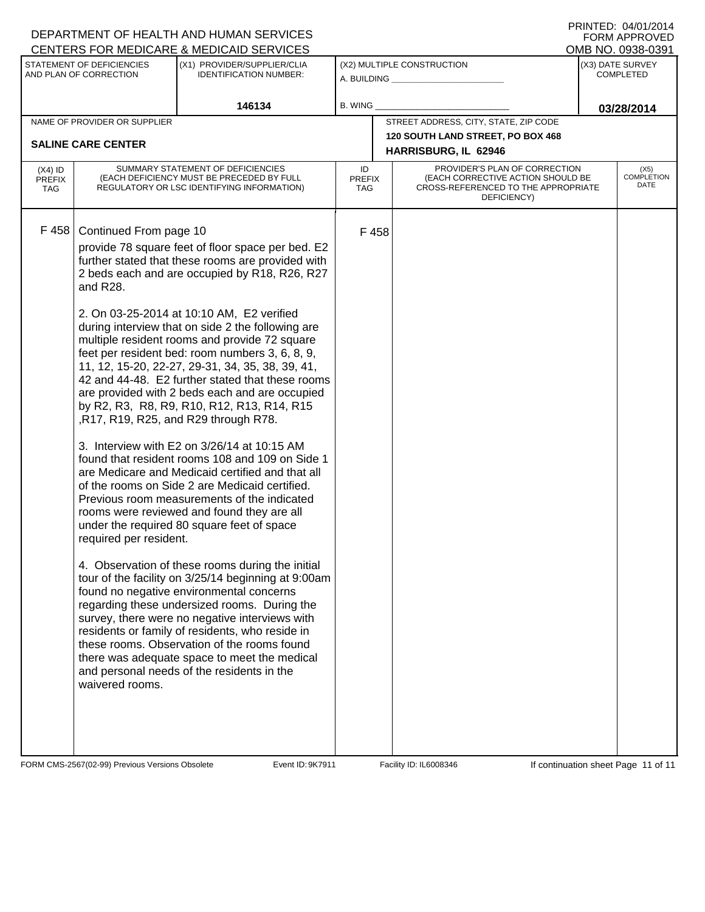DEPARTMENT OF HEALTH AND HUMAN SERVICES
CENTERS FOR MEDICARE & MEDICAID SERVICES

PRINTED: 04/01/2014
FORM APPROVED
OMB NO. 0938-0391

| STATEMENT OF DEFICIENCIES AND PLAN OF CORRECTION | (X1) PROVIDER/SUPPLIER/CLIA IDENTIFICATION NUMBER: | (X2) MULTIPLE CONSTRUCTION | (X3) DATE SURVEY COMPLETED |
|---|---|---|---|
| | 146134 | A. BUILDING ______ B. WING ______ | 03/28/2014 |

| NAME OF PROVIDER OR SUPPLIER | STREET ADDRESS, CITY, STATE, ZIP CODE |
|---|---|
| SALINE CARE CENTER | 120 SOUTH LAND STREET, PO BOX 468 HARRISBURG, IL 62946 |

| (X4) ID PREFIX TAG | SUMMARY STATEMENT OF DEFICIENCIES (EACH DEFICIENCY MUST BE PRECEDED BY FULL REGULATORY OR LSC IDENTIFYING INFORMATION) | ID PREFIX TAG | PROVIDER'S PLAN OF CORRECTION (EACH CORRECTIVE ACTION SHOULD BE CROSS-REFERENCED TO THE APPROPRIATE DEFICIENCY) | (X5) COMPLETION DATE |
|---|---|---|---|---|
| F 458 | Continued From page 10<br>provide 78 square feet of floor space per bed. E2 further stated that these rooms are provided with 2 beds each and are occupied by R18, R26, R27 and R28.<br><br>2. On 03-25-2014 at 10:10 AM, E2 verified during interview that on side 2 the following are multiple resident rooms and provide 72 square feet per resident bed: room numbers 3, 6, 8, 9, 11, 12, 15-20, 22-27, 29-31, 34, 35, 38, 39, 41, 42 and 44-48. E2 further stated that these rooms are provided with 2 beds each and are occupied by R2, R3, R8, R9, R10, R12, R13, R14, R15 ,R17, R19, R25, and R29 through R78.<br><br>3. Interview with E2 on 3/26/14 at 10:15 AM found that resident rooms 108 and 109 on Side 1 are Medicare and Medicaid certified and that all of the rooms on Side 2 are Medicaid certified. Previous room measurements of the indicated rooms were reviewed and found they are all under the required 80 square feet of space required per resident.<br><br>4. Observation of these rooms during the initial tour of the facility on 3/25/14 beginning at 9:00am found no negative environmental concerns regarding these undersized rooms. During the survey, there were no negative interviews with residents or family of residents, who reside in these rooms. Observation of the rooms found there was adequate space to meet the medical and personal needs of the residents in the waivered rooms. | F 458 | | |

FORM CMS-2567(02-99) Previous Versions Obsolete Event ID: 9K7911 Facility ID: IL6008346